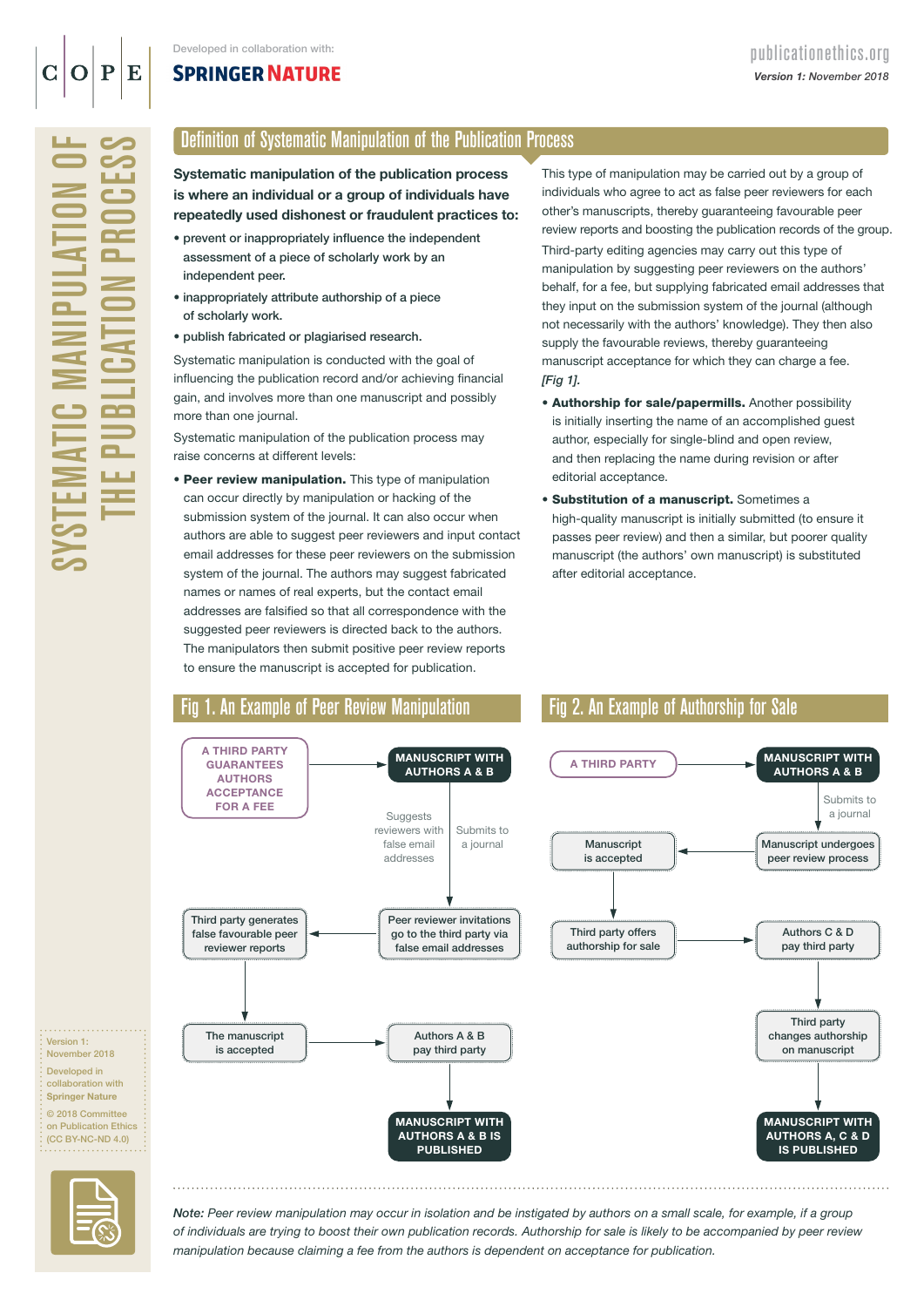# SYSTEMATIC MANIPULATION OF THE PUBLICATION PROCESS

Developed in collaboration with: SPRINGER NATURE

publicationethics.org

*Version 1: November 2018*

## Definition of Systematic Manipulation of the Publication Process

**Systematic manipulation of the publication process is where an individual or a group of individuals have repeatedly used dishonest or fraudulent practices to:**

- prevent or inappropriately influence the independent assessment of a piece of scholarly work by an independent peer.
- inappropriately attribute authorship of a piece of scholarly work.
- publish fabricated or plagiarised research.

Systematic manipulation is conducted with the goal of influencing the publication record and/or achieving financial gain, and involves more than one manuscript and possibly more than one journal.

Systematic manipulation of the publication process may raise concerns at different levels:

- **Peer review manipulation.** This type of manipulation can occur directly by manipulation or hacking of the submission system of the journal. It can also occur when authors are able to suggest peer reviewers and input contact email addresses for these peer reviewers on the submission system of the journal. The authors may suggest fabricated names or names of real experts, but the contact email addresses are falsified so that all correspondence with the suggested peer reviewers is directed back to the authors. The manipulators then submit positive peer review reports to ensure the manuscript is accepted for publication.

This type of manipulation may be carried out by a group of individuals who agree to act as false peer reviewers for each other's manuscripts, thereby guaranteeing favourable peer review reports and boosting the publication records of the group. Third-party editing agencies may carry out this type of manipulation by suggesting peer reviewers on the authors' behalf, for a fee, but supplying fabricated email addresses that they input on the submission system of the journal (although not necessarily with the authors' knowledge). They then also supply the favourable reviews, thereby guaranteeing manuscript acceptance for which they can charge a fee. *[Fig 1].*

- **Authorship for sale/papermills.** Another possibility is initially inserting the name of an accomplished guest author, especially for single-blind and open review, and then replacing the name during revision or after editorial acceptance.
- **Substitution of a manuscript.** Sometimes a high-quality manuscript is initially submitted (to ensure it passes peer review) and then a similar, but poorer quality manuscript (the authors' own manuscript) is substituted after editorial acceptance.

## Fig 1. An Example of Peer Review Manipulation

- A THIRD PARTY GUARANTEES AUTHORS ACCEPTANCE FOR A FEE → MANUSCRIPT WITH AUTHORS A & B
- MANUSCRIPT WITH AUTHORS A & B — Suggests reviewers with false email addresses / Submits to a journal → Peer reviewer invitations go to the third party via false email addresses
- Peer reviewer invitations go to the third party via false email addresses → Third party generates false favourable peer reviewer reports
- Third party generates false favourable peer reviewer reports → The manuscript is accepted
- The manuscript is accepted → Authors A & B pay third party
- Authors A & B pay third party → MANUSCRIPT WITH AUTHORS A & B IS PUBLISHED

## Fig 2. An Example of Authorship for Sale

- A THIRD PARTY → MANUSCRIPT WITH AUTHORS A & B
- MANUSCRIPT WITH AUTHORS A & B — Submits to a journal → Manuscript undergoes peer review process
- Manuscript undergoes peer review process → Manuscript is accepted
- Manuscript is accepted → Third party offers authorship for sale
- Third party offers authorship for sale → Authors C & D pay third party
- Authors C & D pay third party → Third party changes authorship on manuscript
- Third party changes authorship on manuscript → MANUSCRIPT WITH AUTHORS A, C & D IS PUBLISHED

*Note: Peer review manipulation may occur in isolation and be instigated by authors on a small scale, for example, if a group of individuals are trying to boost their own publication records. Authorship for sale is likely to be accompanied by peer review manipulation because claiming a fee from the authors is dependent on acceptance for publication.*

Version 1: November 2018

Developed in collaboration with Springer Nature

© 2018 Committee on Publication Ethics (CC BY-NC-ND 4.0)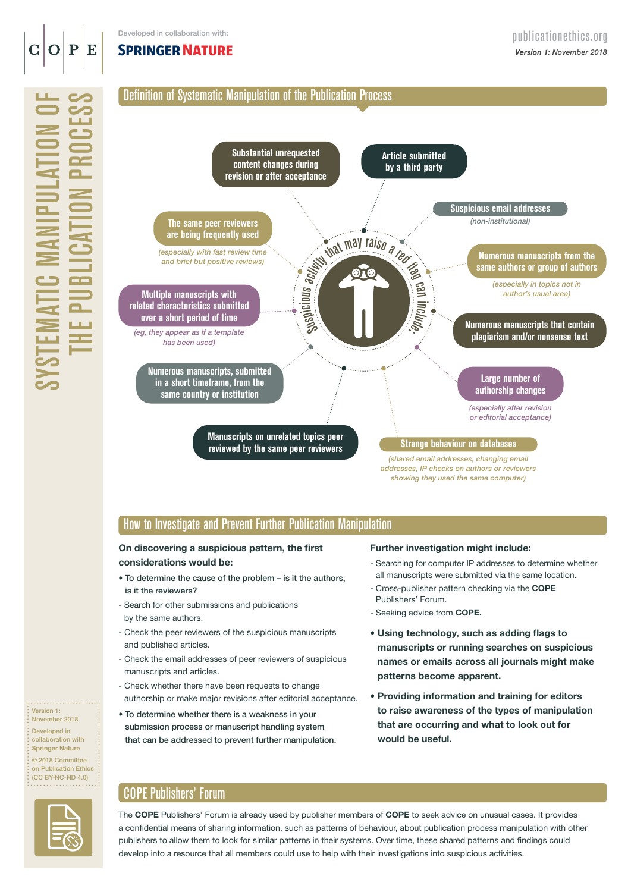# SYSTEMATIC MANIPULATION OF THE PUBLICATION PROCESS

Developed in collaboration with: SPRINGER NATURE

publicationethics.org
*Version 1: November 2018*

## Definition of Systematic Manipulation of the Publication Process

Suspicious activity that may raise a red flag can include:

- Substantial unrequested content changes during revision or after acceptance
- Article submitted by a third party
- Suspicious email addresses *(non-institutional)*
- The same peer reviewers are being frequently used *(especially with fast review time and brief but positive reviews)*
- Numerous manuscripts from the same authors or group of authors *(especially in topics not in author's usual area)*
- Multiple manuscripts with related characteristics submitted over a short period of time *(eg, they appear as if a template has been used)*
- Numerous manuscripts that contain plagiarism and/or nonsense text
- Numerous manuscripts, submitted in a short timeframe, from the same country or institution
- Large number of authorship changes *(especially after revision or editorial acceptance)*
- Manuscripts on unrelated topics peer reviewed by the same peer reviewers
- Strange behaviour on databases *(shared email addresses, changing email addresses, IP checks on authors or reviewers showing they used the same computer)*

## How to Investigate and Prevent Further Publication Manipulation

**On discovering a suspicious pattern, the first considerations would be:**

- To determine the cause of the problem – is it the authors, is it the reviewers?
  - Search for other submissions and publications by the same authors.
  - Check the peer reviewers of the suspicious manuscripts and published articles.
  - Check the email addresses of peer reviewers of suspicious manuscripts and articles.
  - Check whether there have been requests to change authorship or make major revisions after editorial acceptance.
- To determine whether there is a weakness in your submission process or manuscript handling system that can be addressed to prevent further manipulation.

**Further investigation might include:**

- Searching for computer IP addresses to determine whether all manuscripts were submitted via the same location.
- Cross-publisher pattern checking via the **COPE** Publishers' Forum.
- Seeking advice from **COPE.**

- **Using technology, such as adding flags to manuscripts or running searches on suspicious names or emails across all journals might make patterns become apparent.**
- **Providing information and training for editors to raise awareness of the types of manipulation that are occurring and what to look out for would be useful.**

## COPE Publishers' Forum

The **COPE** Publishers' Forum is already used by publisher members of **COPE** to seek advice on unusual cases. It provides a confidential means of sharing information, such as patterns of behaviour, about publication process manipulation with other publishers to allow them to look for similar patterns in their systems. Over time, these shared patterns and findings could develop into a resource that all members could use to help with their investigations into suspicious activities.

Version 1: November 2018

Developed in collaboration with Springer Nature

© 2018 Committee on Publication Ethics (CC BY-NC-ND 4.0)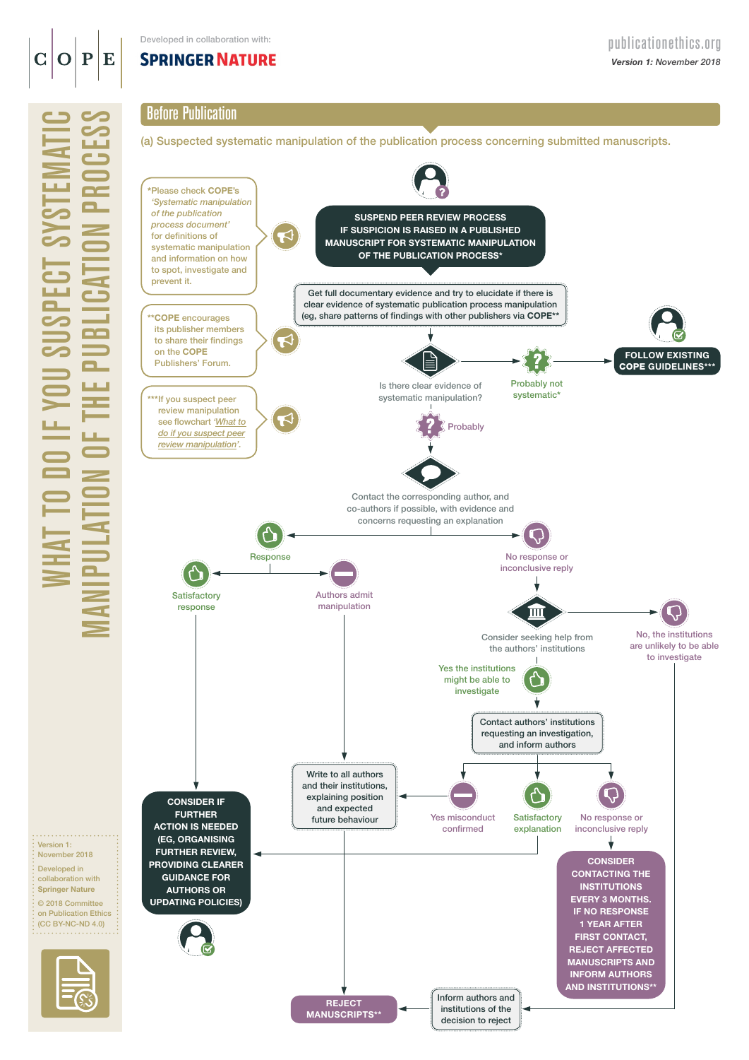Developed in collaboration with:

**SPRINGER NATURE**

publicationethics.org

*Version 1: November 2018*

# WHAT TO DO IF YOU SUSPECT SYSTEMATIC MANIPULATION OF THE PUBLICATION PROCESS

## Before Publication

(a) Suspected systematic manipulation of the publication process concerning submitted manuscripts.

*Please check COPE's *'Systematic manipulation of the publication process document'* for definitions of systematic manipulation and information on how to spot, investigate and prevent it.

**COPE encourages its publisher members to share their findings on the COPE Publishers' Forum.

***If you suspect peer review manipulation see flowchart *'What to do if you suspect peer review manipulation'*.

**SUSPEND PEER REVIEW PROCESS IF SUSPICION IS RAISED IN A PUBLISHED MANUSCRIPT FOR SYSTEMATIC MANIPULATION OF THE PUBLICATION PROCESS***

Get full documentary evidence and try to elucidate if there is clear evidence of systematic publication process manipulation (eg, share patterns of findings with other publishers via COPE**)

Is there clear evidence of systematic manipulation?

- Probably not systematic* → **FOLLOW EXISTING COPE GUIDELINES*****
- Probably → Contact the corresponding author, and co-authors if possible, with evidence and concerns requesting an explanation
  - Response
    - Satisfactory response → **CONSIDER IF FURTHER ACTION IS NEEDED (EG, ORGANISING FURTHER REVIEW, PROVIDING CLEARER GUIDANCE FOR AUTHORS OR UPDATING POLICIES)**
    - Authors admit manipulation → **REJECT MANUSCRIPTS****
  - No response or inconclusive reply → Consider seeking help from the authors' institutions
    - No, the institutions are unlikely to be able to investigate → Inform authors and institutions of the decision to reject → **REJECT MANUSCRIPTS****
    - Yes the institutions might be able to investigate → Contact authors' institutions requesting an investigation, and inform authors
      - Yes misconduct confirmed → Write to all authors and their institutions, explaining position and expected future behaviour → **REJECT MANUSCRIPTS****
      - Satisfactory explanation → **CONSIDER IF FURTHER ACTION IS NEEDED (EG, ORGANISING FURTHER REVIEW, PROVIDING CLEARER GUIDANCE FOR AUTHORS OR UPDATING POLICIES)**
      - No response or inconclusive reply → **CONSIDER CONTACTING THE INSTITUTIONS EVERY 3 MONTHS. IF NO RESPONSE 1 YEAR AFTER FIRST CONTACT, REJECT AFFECTED MANUSCRIPTS AND INFORM AUTHORS AND INSTITUTIONS****

Version 1: November 2018

Developed in collaboration with Springer Nature

© 2018 Committee on Publication Ethics (CC BY-NC-ND 4.0)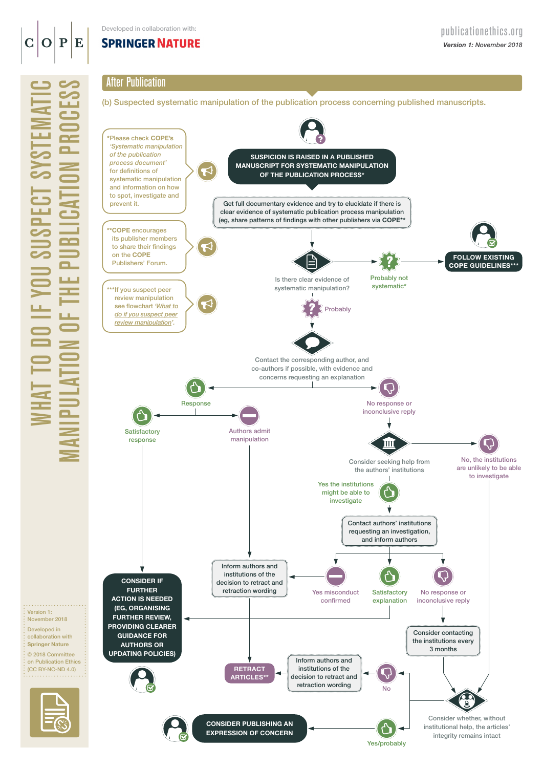C | O | P | E

Developed in collaboration with:

SPRINGER NATURE

publicationethics.org

*Version 1:* November 2018

# WHAT TO DO IF YOU SUSPECT SYSTEMATIC MANIPULATION OF THE PUBLICATION PROCESS

## After Publication

(b) Suspected systematic manipulation of the publication process concerning published manuscripts.

*Please check COPE's *'Systematic manipulation of the publication process document'* for definitions of systematic manipulation and information on how to spot, investigate and prevent it.

**COPE encourages its publisher members to share their findings on the COPE Publishers' Forum.

***If you suspect peer review manipulation see flowchart *'What to do if you suspect peer review manipulation'*.

**SUSPICION IS RAISED IN A PUBLISHED MANUSCRIPT FOR SYSTEMATIC MANIPULATION OF THE PUBLICATION PROCESS***

Get full documentary evidence and try to elucidate if there is clear evidence of systematic publication process manipulation (eg, share patterns of findings with other publishers via COPE**

Is there clear evidence of systematic manipulation?

Probably not systematic* → **FOLLOW EXISTING COPE GUIDELINES*****

Probably ↓

Contact the corresponding author, and co-authors if possible, with evidence and concerns requesting an explanation

Response:
- Satisfactory response → **CONSIDER IF FURTHER ACTION IS NEEDED (EG, ORGANISING FURTHER REVIEW, PROVIDING CLEARER GUIDANCE FOR AUTHORS OR UPDATING POLICIES)**
- Authors admit manipulation → Inform authors and institutions of the decision to retract and retraction wording → **RETRACT ARTICLES****

No response or inconclusive reply → Consider seeking help from the authors' institutions

- No, the institutions are unlikely to be able to investigate → Consider whether, without institutional help, the articles' integrity remains intact
- Yes the institutions might be able to investigate → Contact authors' institutions requesting an investigation, and inform authors
  - Yes misconduct confirmed → Inform authors and institutions of the decision to retract and retraction wording → **RETRACT ARTICLES****
  - Satisfactory explanation → **CONSIDER IF FURTHER ACTION IS NEEDED (EG, ORGANISING FURTHER REVIEW, PROVIDING CLEARER GUIDANCE FOR AUTHORS OR UPDATING POLICIES)**
  - No response or inconclusive reply → Consider contacting the institutions every 3 months → Consider whether, without institutional help, the articles' integrity remains intact

Consider whether, without institutional help, the articles' integrity remains intact:
- No → Inform authors and institutions of the decision to retract and retraction wording → **RETRACT ARTICLES****
- Yes/probably → **CONSIDER PUBLISHING AN EXPRESSION OF CONCERN**

Version 1: November 2018

Developed in collaboration with Springer Nature

© 2018 Committee on Publication Ethics (CC BY-NC-ND 4.0)